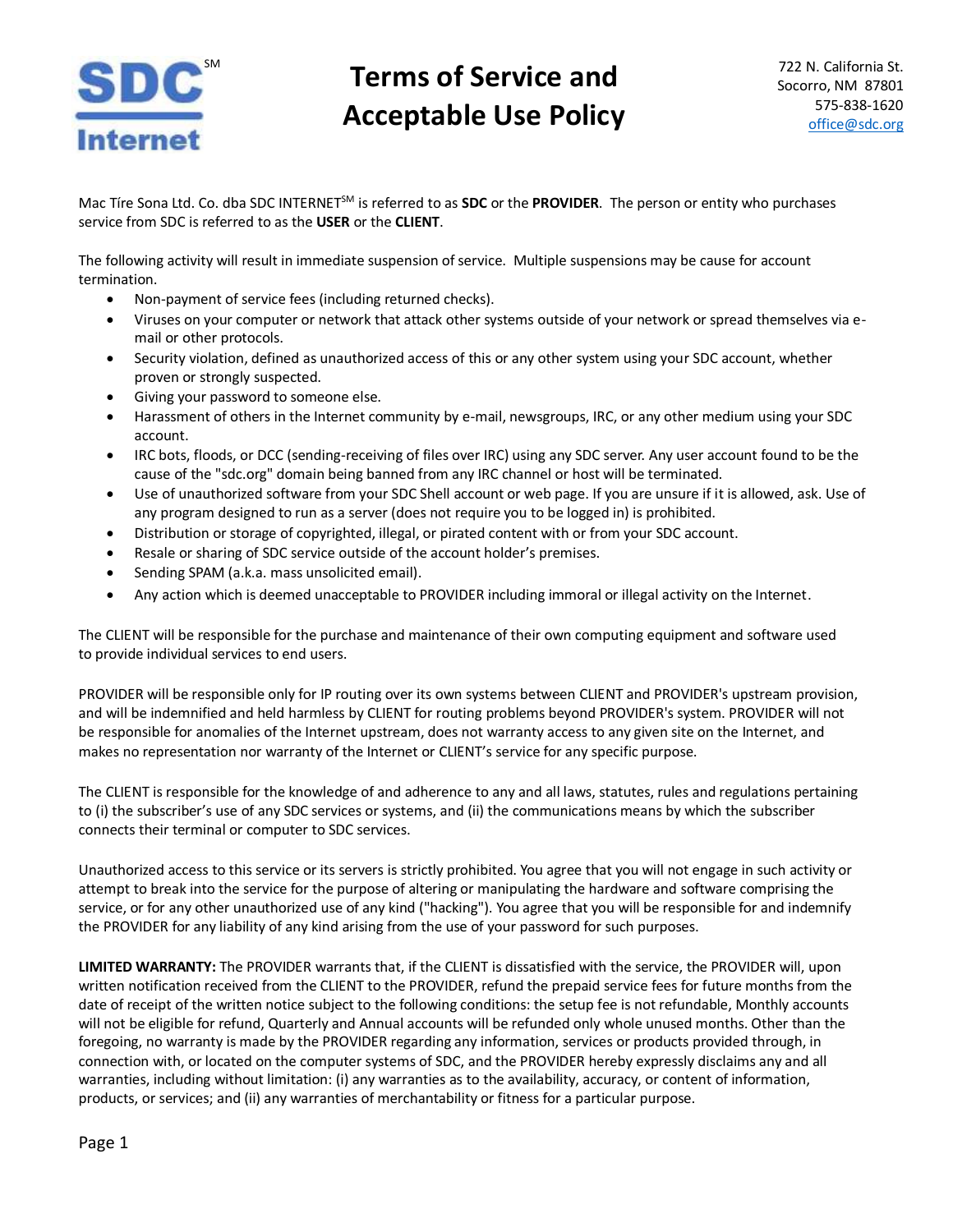SDC[SM] Internet

# Terms of Service and Acceptable Use Policy

722 N. California St.
Socorro, NM 87801
575-838-1620
office@sdc.org

Mac Tíre Sona Ltd. Co. dba SDC INTERNET[SM] is referred to as **SDC** or the **PROVIDER**. The person or entity who purchases service from SDC is referred to as the **USER** or the **CLIENT**.

The following activity will result in immediate suspension of service. Multiple suspensions may be cause for account termination.

- Non-payment of service fees (including returned checks).
- Viruses on your computer or network that attack other systems outside of your network or spread themselves via e-mail or other protocols.
- Security violation, defined as unauthorized access of this or any other system using your SDC account, whether proven or strongly suspected.
- Giving your password to someone else.
- Harassment of others in the Internet community by e-mail, newsgroups, IRC, or any other medium using your SDC account.
- IRC bots, floods, or DCC (sending-receiving of files over IRC) using any SDC server. Any user account found to be the cause of the "sdc.org" domain being banned from any IRC channel or host will be terminated.
- Use of unauthorized software from your SDC Shell account or web page. If you are unsure if it is allowed, ask. Use of any program designed to run as a server (does not require you to be logged in) is prohibited.
- Distribution or storage of copyrighted, illegal, or pirated content with or from your SDC account.
- Resale or sharing of SDC service outside of the account holder's premises.
- Sending SPAM (a.k.a. mass unsolicited email).
- Any action which is deemed unacceptable to PROVIDER including immoral or illegal activity on the Internet.

The CLIENT will be responsible for the purchase and maintenance of their own computing equipment and software used to provide individual services to end users.

PROVIDER will be responsible only for IP routing over its own systems between CLIENT and PROVIDER's upstream provision, and will be indemnified and held harmless by CLIENT for routing problems beyond PROVIDER's system. PROVIDER will not be responsible for anomalies of the Internet upstream, does not warranty access to any given site on the Internet, and makes no representation nor warranty of the Internet or CLIENT's service for any specific purpose.

The CLIENT is responsible for the knowledge of and adherence to any and all laws, statutes, rules and regulations pertaining to (i) the subscriber's use of any SDC services or systems, and (ii) the communications means by which the subscriber connects their terminal or computer to SDC services.

Unauthorized access to this service or its servers is strictly prohibited. You agree that you will not engage in such activity or attempt to break into the service for the purpose of altering or manipulating the hardware and software comprising the service, or for any other unauthorized use of any kind ("hacking"). You agree that you will be responsible for and indemnify the PROVIDER for any liability of any kind arising from the use of your password for such purposes.

**LIMITED WARRANTY:** The PROVIDER warrants that, if the CLIENT is dissatisfied with the service, the PROVIDER will, upon written notification received from the CLIENT to the PROVIDER, refund the prepaid service fees for future months from the date of receipt of the written notice subject to the following conditions: the setup fee is not refundable, Monthly accounts will not be eligible for refund, Quarterly and Annual accounts will be refunded only whole unused months. Other than the foregoing, no warranty is made by the PROVIDER regarding any information, services or products provided through, in connection with, or located on the computer systems of SDC, and the PROVIDER hereby expressly disclaims any and all warranties, including without limitation: (i) any warranties as to the availability, accuracy, or content of information, products, or services; and (ii) any warranties of merchantability or fitness for a particular purpose.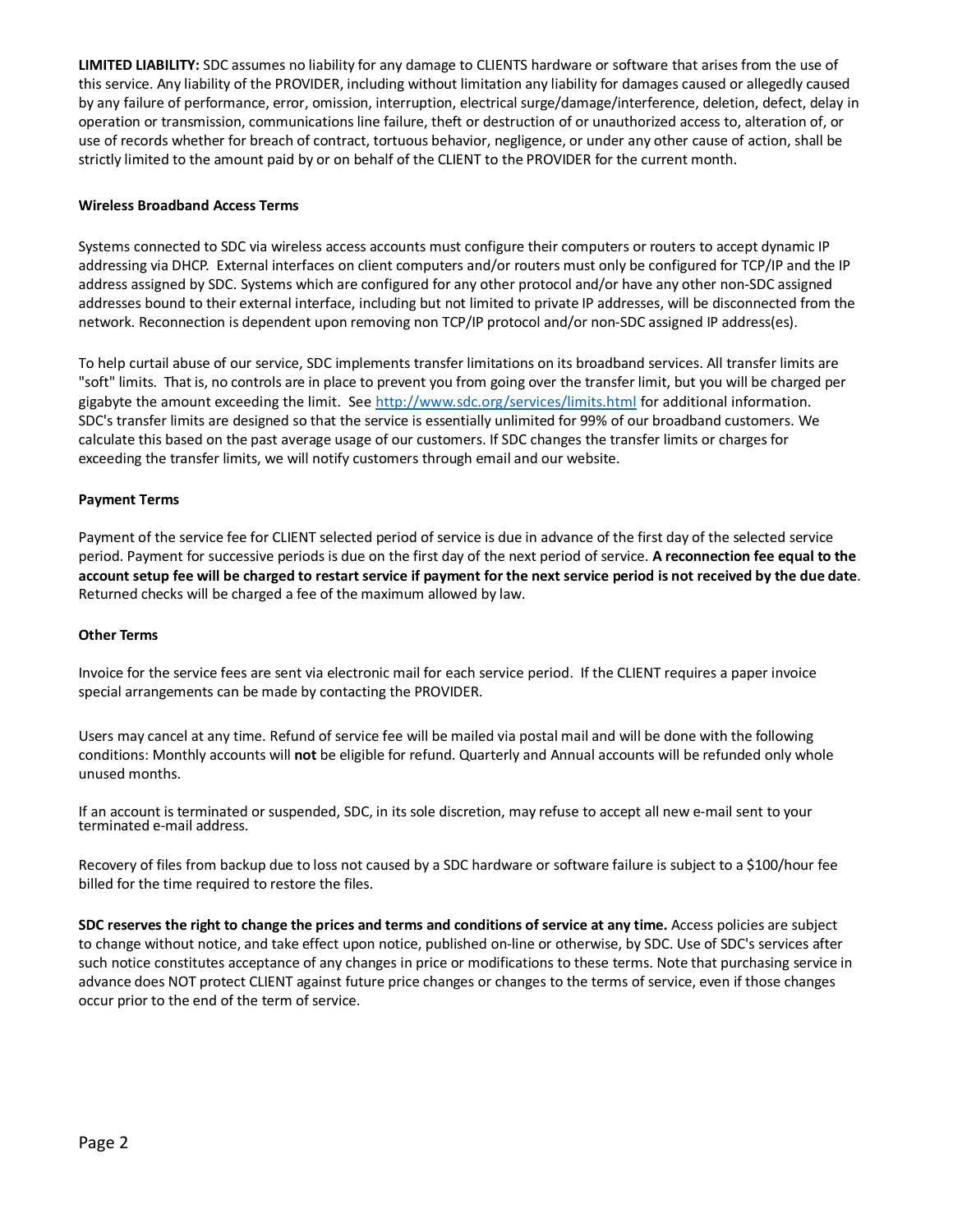**LIMITED LIABILITY:** SDC assumes no liability for any damage to CLIENTS hardware or software that arises from the use of this service. Any liability of the PROVIDER, including without limitation any liability for damages caused or allegedly caused by any failure of performance, error, omission, interruption, electrical surge/damage/interference, deletion, defect, delay in operation or transmission, communications line failure, theft or destruction of or unauthorized access to, alteration of, or use of records whether for breach of contract, tortuous behavior, negligence, or under any other cause of action, shall be strictly limited to the amount paid by or on behalf of the CLIENT to the PROVIDER for the current month.

**Wireless Broadband Access Terms**

Systems connected to SDC via wireless access accounts must configure their computers or routers to accept dynamic IP addressing via DHCP. External interfaces on client computers and/or routers must only be configured for TCP/IP and the IP address assigned by SDC. Systems which are configured for any other protocol and/or have any other non-SDC assigned addresses bound to their external interface, including but not limited to private IP addresses, will be disconnected from the network. Reconnection is dependent upon removing non TCP/IP protocol and/or non-SDC assigned IP address(es).

To help curtail abuse of our service, SDC implements transfer limitations on its broadband services. All transfer limits are "soft" limits. That is, no controls are in place to prevent you from going over the transfer limit, but you will be charged per gigabyte the amount exceeding the limit. See http://www.sdc.org/services/limits.html for additional information. SDC's transfer limits are designed so that the service is essentially unlimited for 99% of our broadband customers. We calculate this based on the past average usage of our customers. If SDC changes the transfer limits or charges for exceeding the transfer limits, we will notify customers through email and our website.

**Payment Terms**

Payment of the service fee for CLIENT selected period of service is due in advance of the first day of the selected service period. Payment for successive periods is due on the first day of the next period of service. **A reconnection fee equal to the account setup fee will be charged to restart service if payment for the next service period is not received by the due date**. Returned checks will be charged a fee of the maximum allowed by law.

**Other Terms**

Invoice for the service fees are sent via electronic mail for each service period. If the CLIENT requires a paper invoice special arrangements can be made by contacting the PROVIDER.

Users may cancel at any time. Refund of service fee will be mailed via postal mail and will be done with the following conditions: Monthly accounts will **not** be eligible for refund. Quarterly and Annual accounts will be refunded only whole unused months.

If an account is terminated or suspended, SDC, in its sole discretion, may refuse to accept all new e-mail sent to your terminated e-mail address.

Recovery of files from backup due to loss not caused by a SDC hardware or software failure is subject to a $100/hour fee billed for the time required to restore the files.

**SDC reserves the right to change the prices and terms and conditions of service at any time.** Access policies are subject to change without notice, and take effect upon notice, published on-line or otherwise, by SDC. Use of SDC's services after such notice constitutes acceptance of any changes in price or modifications to these terms. Note that purchasing service in advance does NOT protect CLIENT against future price changes or changes to the terms of service, even if those changes occur prior to the end of the term of service.